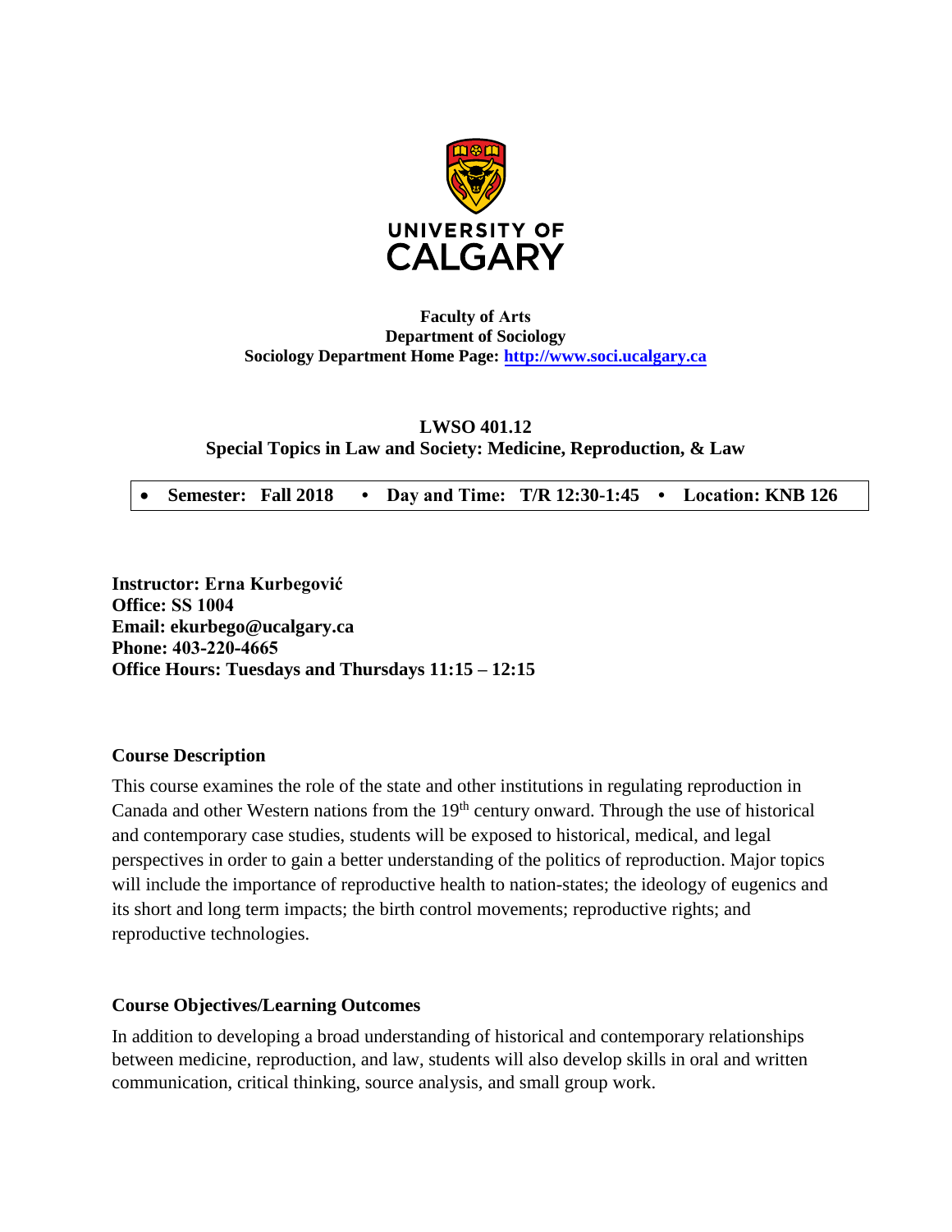**UNIVERSITY OF CALGARY**

**Faculty of Arts**
**Department of Sociology**
**Sociology Department Home Page: [http://www.soci.ucalgary.ca](http://www.soci.ucalgary.ca)**

# LWSO 401.12
## Special Topics in Law and Society: Medicine, Reproduction, & Law

- **Semester: Fall 2018 • Day and Time: T/R 12:30-1:45 • Location: KNB 126**

**Instructor: Erna Kurbegović**
**Office: SS 1004**
**Email: ekurbego@ucalgary.ca**
**Phone: 403-220-4665**
**Office Hours: Tuesdays and Thursdays 11:15 – 12:15**

### Course Description

This course examines the role of the state and other institutions in regulating reproduction in Canada and other Western nations from the 19th century onward. Through the use of historical and contemporary case studies, students will be exposed to historical, medical, and legal perspectives in order to gain a better understanding of the politics of reproduction. Major topics will include the importance of reproductive health to nation-states; the ideology of eugenics and its short and long term impacts; the birth control movements; reproductive rights; and reproductive technologies.

### Course Objectives/Learning Outcomes

In addition to developing a broad understanding of historical and contemporary relationships between medicine, reproduction, and law, students will also develop skills in oral and written communication, critical thinking, source analysis, and small group work.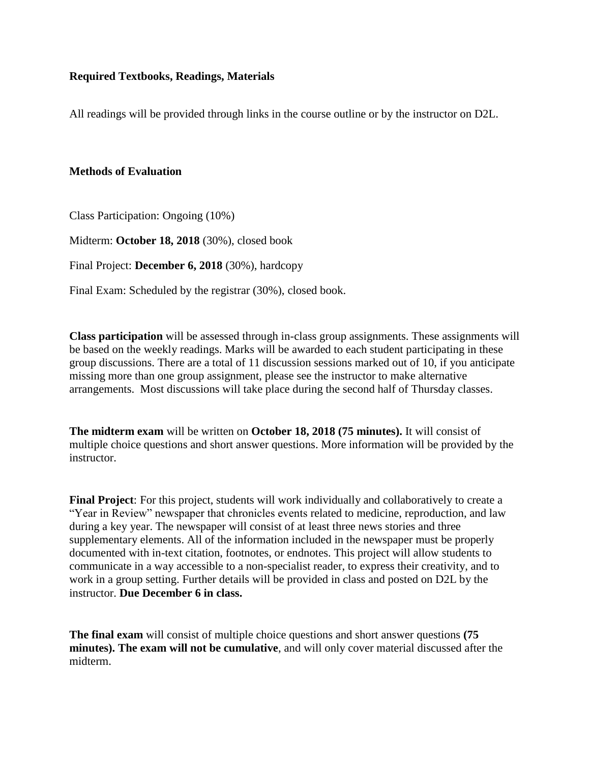**Required Textbooks, Readings, Materials**

All readings will be provided through links in the course outline or by the instructor on D2L.

**Methods of Evaluation**

Class Participation: Ongoing (10%)

Midterm: **October 18, 2018** (30%), closed book

Final Project: **December 6, 2018** (30%), hardcopy

Final Exam: Scheduled by the registrar (30%), closed book.

**Class participation** will be assessed through in-class group assignments. These assignments will be based on the weekly readings. Marks will be awarded to each student participating in these group discussions. There are a total of 11 discussion sessions marked out of 10, if you anticipate missing more than one group assignment, please see the instructor to make alternative arrangements. Most discussions will take place during the second half of Thursday classes.

**The midterm exam** will be written on **October 18, 2018 (75 minutes).** It will consist of multiple choice questions and short answer questions. More information will be provided by the instructor.

**Final Project**: For this project, students will work individually and collaboratively to create a "Year in Review" newspaper that chronicles events related to medicine, reproduction, and law during a key year. The newspaper will consist of at least three news stories and three supplementary elements. All of the information included in the newspaper must be properly documented with in-text citation, footnotes, or endnotes. This project will allow students to communicate in a way accessible to a non-specialist reader, to express their creativity, and to work in a group setting. Further details will be provided in class and posted on D2L by the instructor. **Due December 6 in class.**

**The final exam** will consist of multiple choice questions and short answer questions **(75 minutes). The exam will not be cumulative**, and will only cover material discussed after the midterm.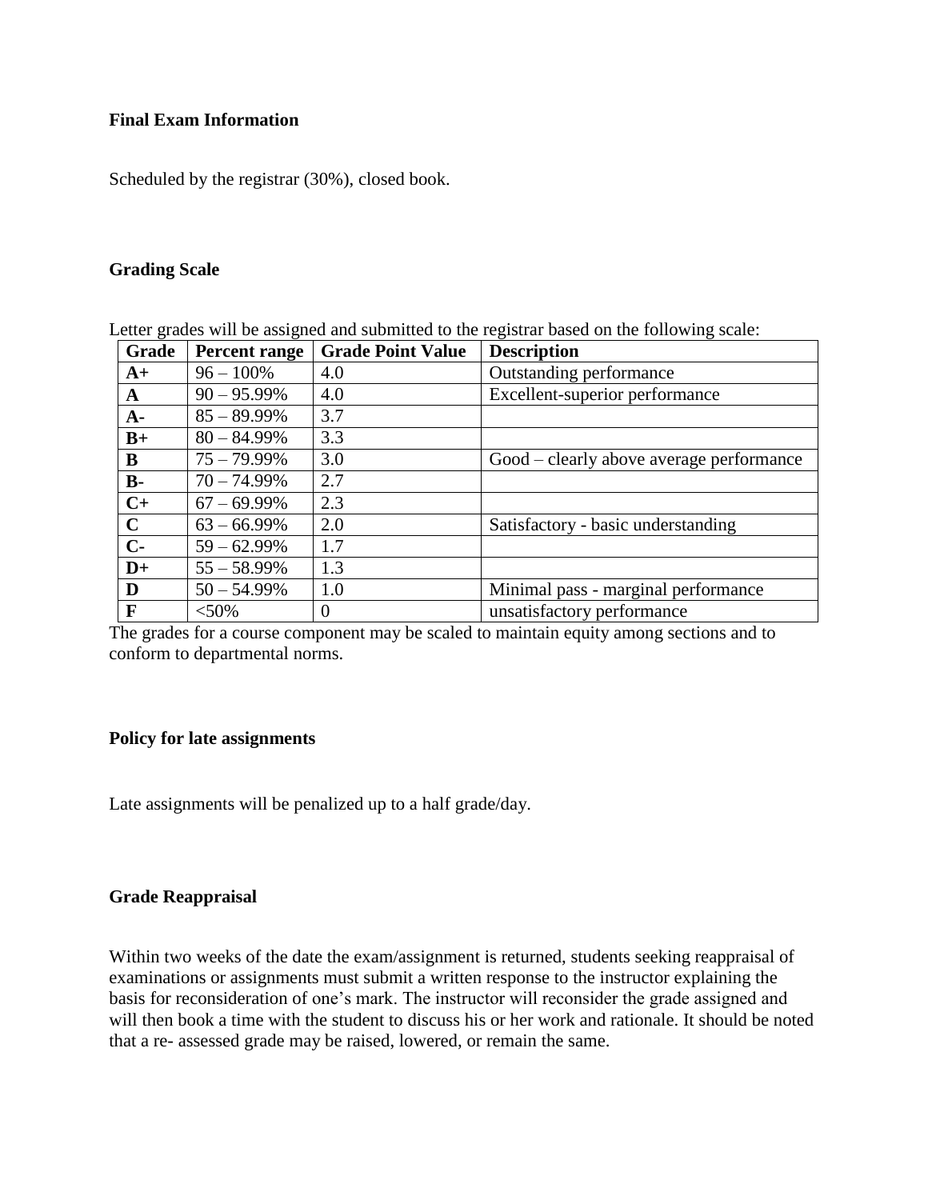**Final Exam Information**

Scheduled by the registrar (30%), closed book.

**Grading Scale**

Letter grades will be assigned and submitted to the registrar based on the following scale:

| Grade | Percent range | Grade Point Value | Description |
|---|---|---|---|
| **A+** | 96 – 100% | 4.0 | Outstanding performance |
| **A** | 90 – 95.99% | 4.0 | Excellent-superior performance |
| **A-** | 85 – 89.99% | 3.7 | |
| **B+** | 80 – 84.99% | 3.3 | |
| **B** | 75 – 79.99% | 3.0 | Good – clearly above average performance |
| **B-** | 70 – 74.99% | 2.7 | |
| **C+** | 67 – 69.99% | 2.3 | |
| **C** | 63 – 66.99% | 2.0 | Satisfactory - basic understanding |
| **C-** | 59 – 62.99% | 1.7 | |
| **D+** | 55 – 58.99% | 1.3 | |
| **D** | 50 – 54.99% | 1.0 | Minimal pass - marginal performance |
| **F** | <50% | 0 | unsatisfactory performance |

The grades for a course component may be scaled to maintain equity among sections and to conform to departmental norms.

**Policy for late assignments**

Late assignments will be penalized up to a half grade/day.

**Grade Reappraisal**

Within two weeks of the date the exam/assignment is returned, students seeking reappraisal of examinations or assignments must submit a written response to the instructor explaining the basis for reconsideration of one's mark. The instructor will reconsider the grade assigned and will then book a time with the student to discuss his or her work and rationale. It should be noted that a re- assessed grade may be raised, lowered, or remain the same.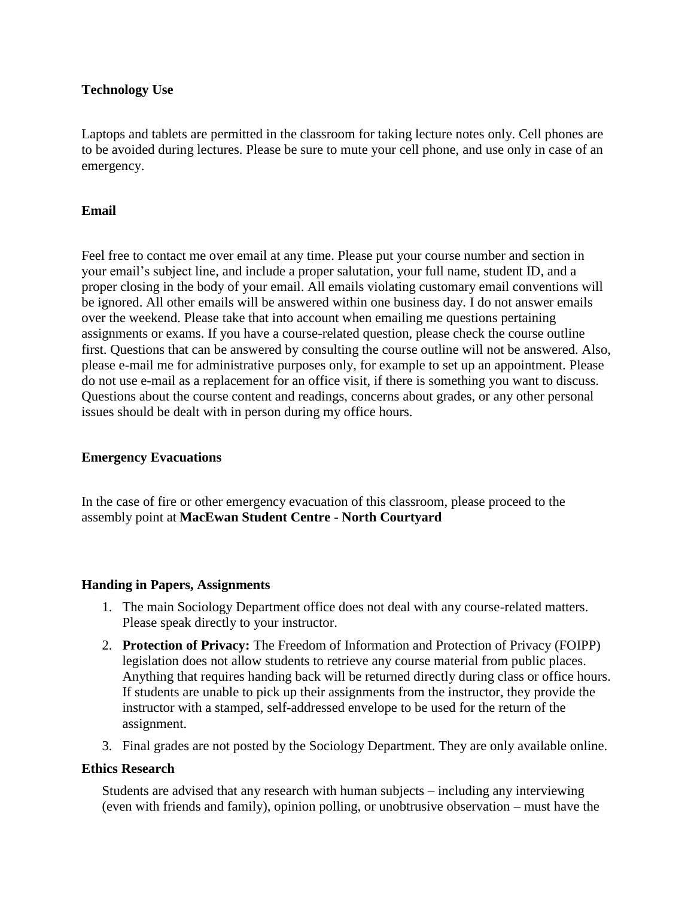**Technology Use**

Laptops and tablets are permitted in the classroom for taking lecture notes only. Cell phones are to be avoided during lectures. Please be sure to mute your cell phone, and use only in case of an emergency.

**Email**

Feel free to contact me over email at any time. Please put your course number and section in your email's subject line, and include a proper salutation, your full name, student ID, and a proper closing in the body of your email. All emails violating customary email conventions will be ignored. All other emails will be answered within one business day. I do not answer emails over the weekend. Please take that into account when emailing me questions pertaining assignments or exams. If you have a course-related question, please check the course outline first. Questions that can be answered by consulting the course outline will not be answered. Also, please e-mail me for administrative purposes only, for example to set up an appointment. Please do not use e-mail as a replacement for an office visit, if there is something you want to discuss. Questions about the course content and readings, concerns about grades, or any other personal issues should be dealt with in person during my office hours.

**Emergency Evacuations**

In the case of fire or other emergency evacuation of this classroom, please proceed to the assembly point at **MacEwan Student Centre - North Courtyard**

**Handing in Papers, Assignments**

1. The main Sociology Department office does not deal with any course-related matters. Please speak directly to your instructor.
2. **Protection of Privacy:** The Freedom of Information and Protection of Privacy (FOIPP) legislation does not allow students to retrieve any course material from public places. Anything that requires handing back will be returned directly during class or office hours. If students are unable to pick up their assignments from the instructor, they provide the instructor with a stamped, self-addressed envelope to be used for the return of the assignment.
3. Final grades are not posted by the Sociology Department. They are only available online.

**Ethics Research**

Students are advised that any research with human subjects – including any interviewing (even with friends and family), opinion polling, or unobtrusive observation – must have the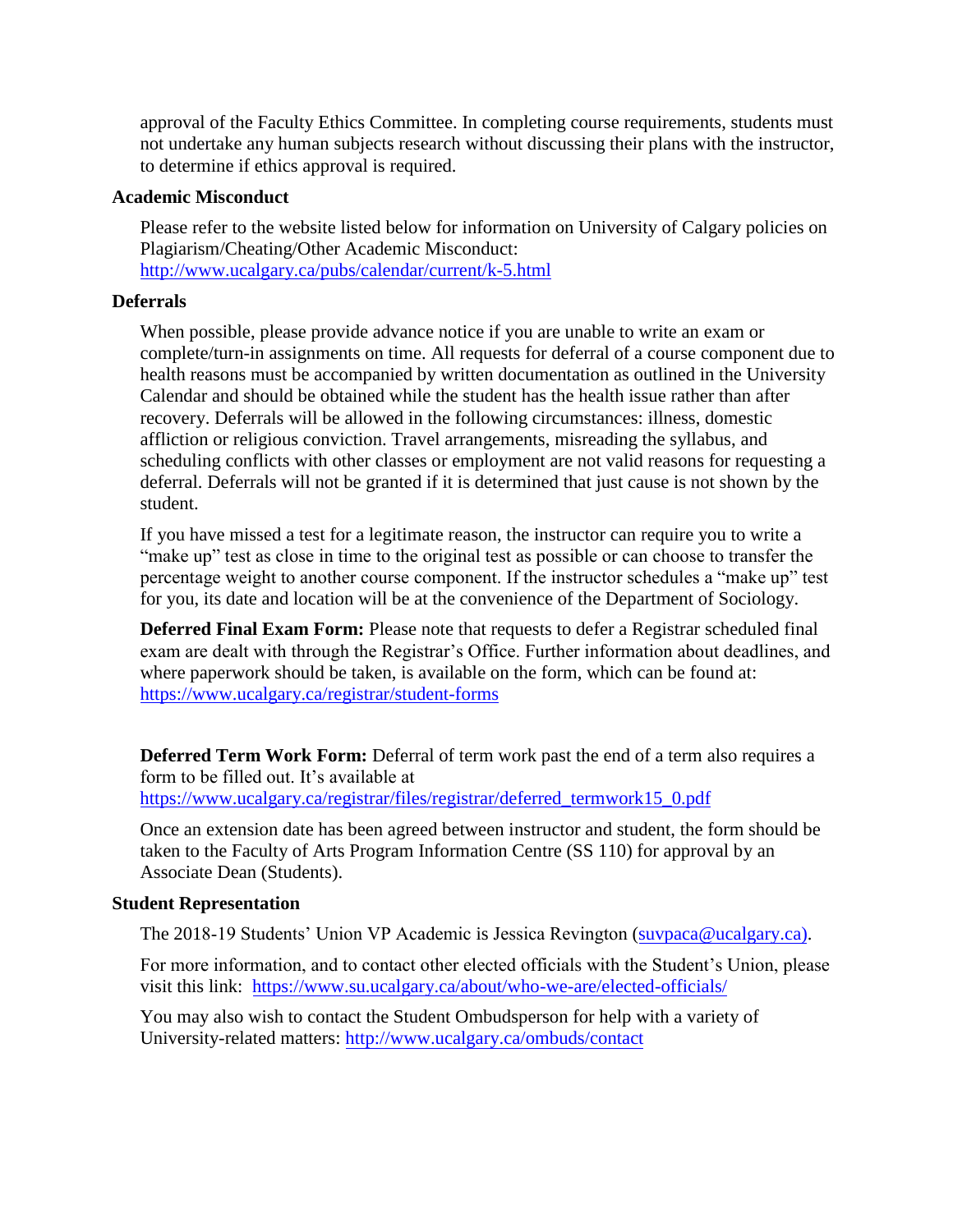approval of the Faculty Ethics Committee. In completing course requirements, students must not undertake any human subjects research without discussing their plans with the instructor, to determine if ethics approval is required.

### Academic Misconduct

Please refer to the website listed below for information on University of Calgary policies on Plagiarism/Cheating/Other Academic Misconduct: http://www.ucalgary.ca/pubs/calendar/current/k-5.html

### Deferrals

When possible, please provide advance notice if you are unable to write an exam or complete/turn-in assignments on time. All requests for deferral of a course component due to health reasons must be accompanied by written documentation as outlined in the University Calendar and should be obtained while the student has the health issue rather than after recovery. Deferrals will be allowed in the following circumstances: illness, domestic affliction or religious conviction. Travel arrangements, misreading the syllabus, and scheduling conflicts with other classes or employment are not valid reasons for requesting a deferral. Deferrals will not be granted if it is determined that just cause is not shown by the student.

If you have missed a test for a legitimate reason, the instructor can require you to write a "make up" test as close in time to the original test as possible or can choose to transfer the percentage weight to another course component. If the instructor schedules a "make up" test for you, its date and location will be at the convenience of the Department of Sociology.

**Deferred Final Exam Form:** Please note that requests to defer a Registrar scheduled final exam are dealt with through the Registrar's Office. Further information about deadlines, and where paperwork should be taken, is available on the form, which can be found at: https://www.ucalgary.ca/registrar/student-forms

**Deferred Term Work Form:** Deferral of term work past the end of a term also requires a form to be filled out. It's available at https://www.ucalgary.ca/registrar/files/registrar/deferred_termwork15_0.pdf

Once an extension date has been agreed between instructor and student, the form should be taken to the Faculty of Arts Program Information Centre (SS 110) for approval by an Associate Dean (Students).

### Student Representation

The 2018-19 Students' Union VP Academic is Jessica Revington (suvpaca@ucalgary.ca).

For more information, and to contact other elected officials with the Student's Union, please visit this link: https://www.su.ucalgary.ca/about/who-we-are/elected-officials/

You may also wish to contact the Student Ombudsperson for help with a variety of University-related matters: http://www.ucalgary.ca/ombuds/contact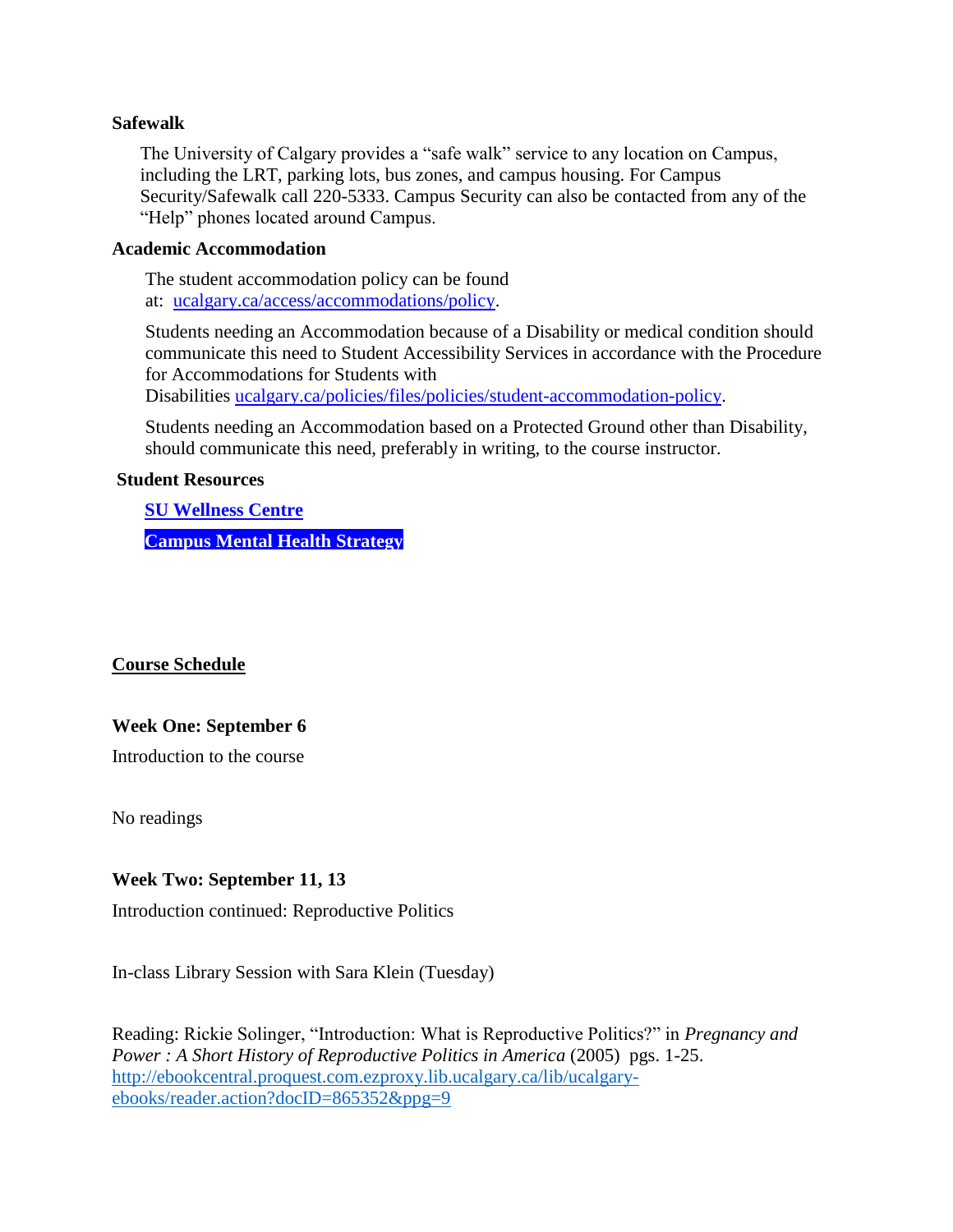**Safewalk**

The University of Calgary provides a "safe walk" service to any location on Campus, including the LRT, parking lots, bus zones, and campus housing. For Campus Security/Safewalk call 220-5333. Campus Security can also be contacted from any of the "Help" phones located around Campus.

**Academic Accommodation**

The student accommodation policy can be found at: [ucalgary.ca/access/accommodations/policy](ucalgary.ca/access/accommodations/policy).

Students needing an Accommodation because of a Disability or medical condition should communicate this need to Student Accessibility Services in accordance with the Procedure for Accommodations for Students with Disabilities [ucalgary.ca/policies/files/policies/student-accommodation-policy](ucalgary.ca/policies/files/policies/student-accommodation-policy).

Students needing an Accommodation based on a Protected Ground other than Disability, should communicate this need, preferably in writing, to the course instructor.

**Student Resources**

**SU Wellness Centre**

**Campus Mental Health Strategy**

## Course Schedule

**Week One: September 6**

Introduction to the course

No readings

**Week Two: September 11, 13**

Introduction continued: Reproductive Politics

In-class Library Session with Sara Klein (Tuesday)

Reading: Rickie Solinger, "Introduction: What is Reproductive Politics?" in *Pregnancy and Power : A Short History of Reproductive Politics in America* (2005) pgs. 1-25. http://ebookcentral.proquest.com.ezproxy.lib.ucalgary.ca/lib/ucalgary-ebooks/reader.action?docID=865352&ppg=9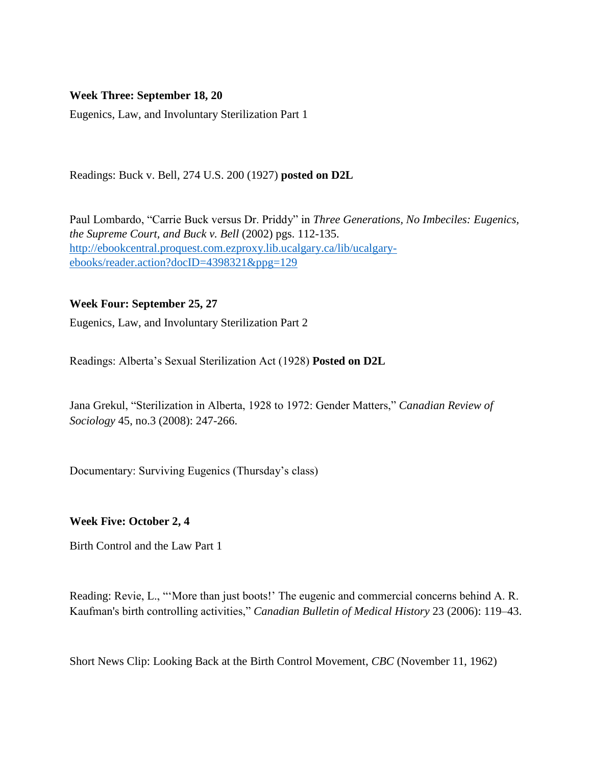**Week Three: September 18, 20**

Eugenics, Law, and Involuntary Sterilization Part 1

Readings: Buck v. Bell, 274 U.S. 200 (1927) **posted on D2L**

Paul Lombardo, "Carrie Buck versus Dr. Priddy" in *Three Generations, No Imbeciles: Eugenics, the Supreme Court, and Buck v. Bell* (2002) pgs. 112-135. [http://ebookcentral.proquest.com.ezproxy.lib.ucalgary.ca/lib/ucalgary-ebooks/reader.action?docID=4398321&ppg=129](http://ebookcentral.proquest.com.ezproxy.lib.ucalgary.ca/lib/ucalgary-ebooks/reader.action?docID=4398321&ppg=129)

**Week Four: September 25, 27**

Eugenics, Law, and Involuntary Sterilization Part 2

Readings: Alberta's Sexual Sterilization Act (1928) **Posted on D2L**

Jana Grekul, "Sterilization in Alberta, 1928 to 1972: Gender Matters," *Canadian Review of Sociology* 45, no.3 (2008): 247-266.

Documentary: Surviving Eugenics (Thursday's class)

**Week Five: October 2, 4**

Birth Control and the Law Part 1

Reading: Revie, L., "'More than just boots!' The eugenic and commercial concerns behind A. R. Kaufman's birth controlling activities," *Canadian Bulletin of Medical History* 23 (2006): 119–43.

Short News Clip: Looking Back at the Birth Control Movement, *CBC* (November 11, 1962)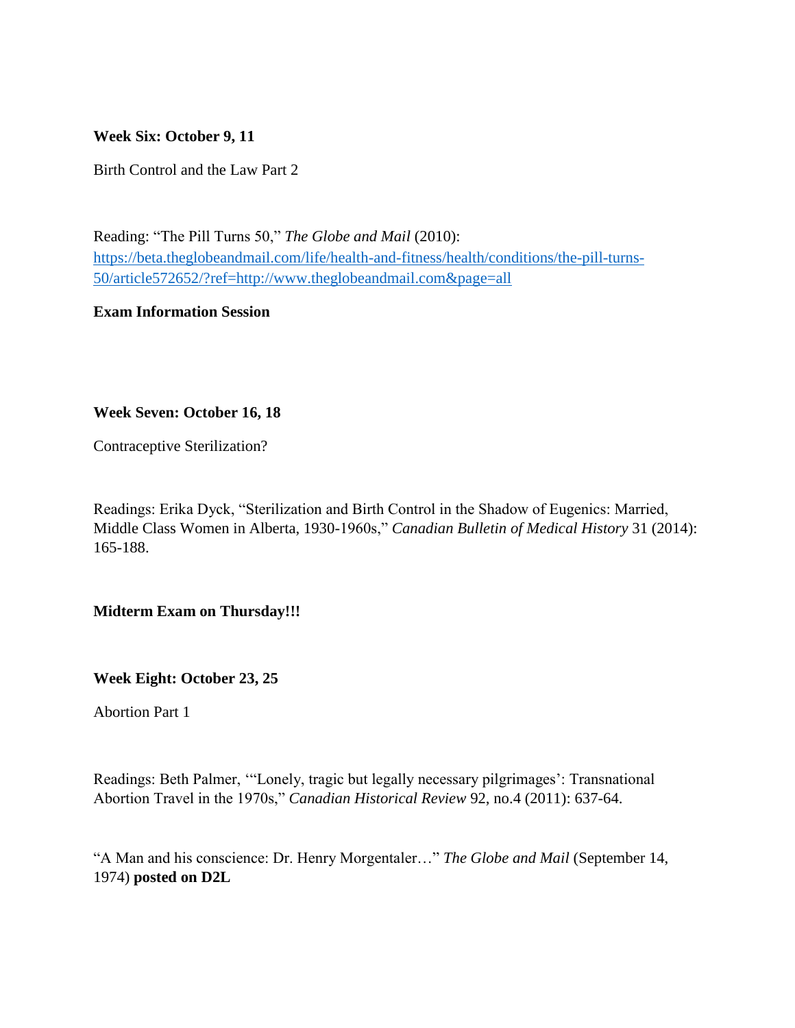**Week Six: October 9, 11**

Birth Control and the Law Part 2

Reading: "The Pill Turns 50," *The Globe and Mail* (2010): [https://beta.theglobeandmail.com/life/health-and-fitness/health/conditions/the-pill-turns-50/article572652/?ref=http://www.theglobeandmail.com&page=all](https://beta.theglobeandmail.com/life/health-and-fitness/health/conditions/the-pill-turns-50/article572652/?ref=http://www.theglobeandmail.com&page=all)

**Exam Information Session**

**Week Seven: October 16, 18**

Contraceptive Sterilization?

Readings: Erika Dyck, "Sterilization and Birth Control in the Shadow of Eugenics: Married, Middle Class Women in Alberta, 1930-1960s," *Canadian Bulletin of Medical History* 31 (2014): 165-188.

**Midterm Exam on Thursday!!!**

**Week Eight: October 23, 25**

Abortion Part 1

Readings: Beth Palmer, '"Lonely, tragic but legally necessary pilgrimages': Transnational Abortion Travel in the 1970s," *Canadian Historical Review* 92, no.4 (2011): 637-64.

"A Man and his conscience: Dr. Henry Morgentaler…" *The Globe and Mail* (September 14, 1974) **posted on D2L**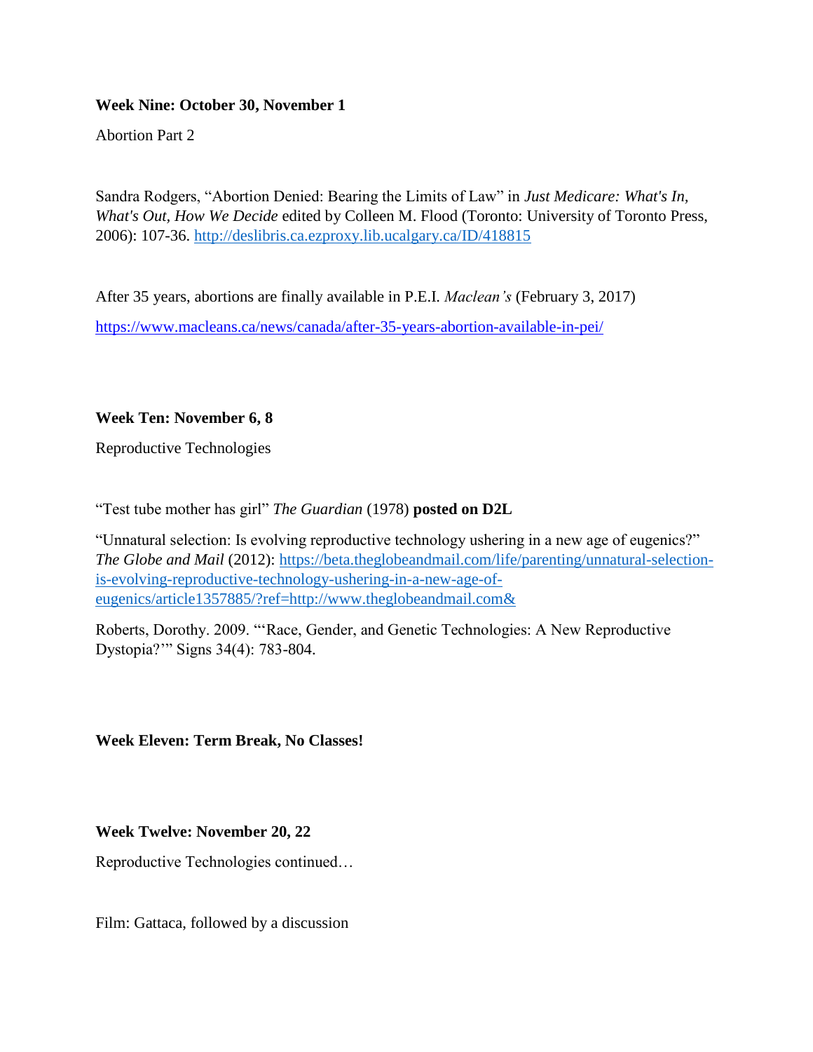**Week Nine: October 30, November 1**

Abortion Part 2

Sandra Rodgers, "Abortion Denied: Bearing the Limits of Law" in *Just Medicare: What's In, What's Out, How We Decide* edited by Colleen M. Flood (Toronto: University of Toronto Press, 2006): 107-36. http://deslibris.ca.ezproxy.lib.ucalgary.ca/ID/418815

After 35 years, abortions are finally available in P.E.I. *Maclean's* (February 3, 2017)

https://www.macleans.ca/news/canada/after-35-years-abortion-available-in-pei/

**Week Ten: November 6, 8**

Reproductive Technologies

"Test tube mother has girl" *The Guardian* (1978) **posted on D2L**

"Unnatural selection: Is evolving reproductive technology ushering in a new age of eugenics?" *The Globe and Mail* (2012): https://beta.theglobeandmail.com/life/parenting/unnatural-selection-is-evolving-reproductive-technology-ushering-in-a-new-age-of-eugenics/article1357885/?ref=http://www.theglobeandmail.com&

Roberts, Dorothy. 2009. "'Race, Gender, and Genetic Technologies: A New Reproductive Dystopia?'" Signs 34(4): 783-804.

**Week Eleven: Term Break, No Classes!**

**Week Twelve: November 20, 22**

Reproductive Technologies continued…

Film: Gattaca, followed by a discussion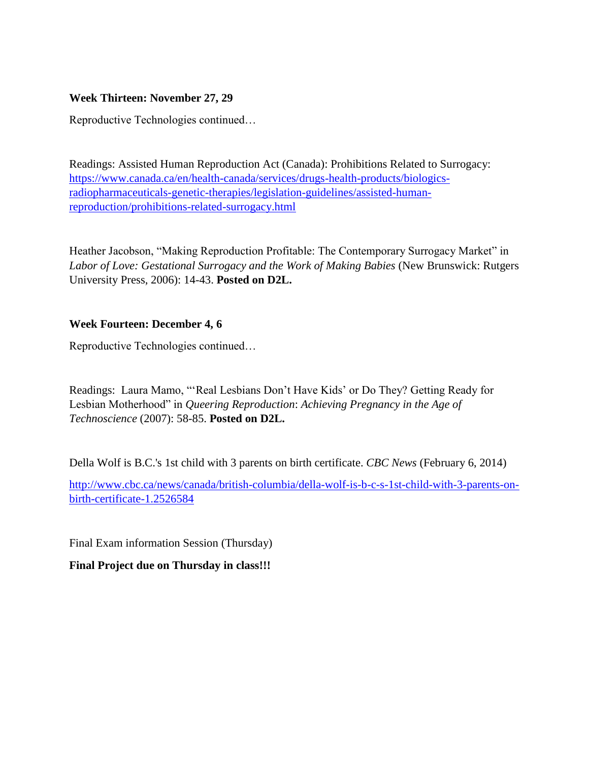**Week Thirteen: November 27, 29**

Reproductive Technologies continued…

Readings: Assisted Human Reproduction Act (Canada): Prohibitions Related to Surrogacy: [https://www.canada.ca/en/health-canada/services/drugs-health-products/biologics-radiopharmaceuticals-genetic-therapies/legislation-guidelines/assisted-human-reproduction/prohibitions-related-surrogacy.html](https://www.canada.ca/en/health-canada/services/drugs-health-products/biologics-radiopharmaceuticals-genetic-therapies/legislation-guidelines/assisted-human-reproduction/prohibitions-related-surrogacy.html)

Heather Jacobson, "Making Reproduction Profitable: The Contemporary Surrogacy Market" in *Labor of Love: Gestational Surrogacy and the Work of Making Babies* (New Brunswick: Rutgers University Press, 2006): 14-43. **Posted on D2L.**

**Week Fourteen: December 4, 6**

Reproductive Technologies continued…

Readings: Laura Mamo, "'Real Lesbians Don't Have Kids' or Do They? Getting Ready for Lesbian Motherhood" in *Queering Reproduction*: *Achieving Pregnancy in the Age of Technoscience* (2007): 58-85. **Posted on D2L.**

Della Wolf is B.C.'s 1st child with 3 parents on birth certificate. *CBC News* (February 6, 2014)

[http://www.cbc.ca/news/canada/british-columbia/della-wolf-is-b-c-s-1st-child-with-3-parents-on-birth-certificate-1.2526584](http://www.cbc.ca/news/canada/british-columbia/della-wolf-is-b-c-s-1st-child-with-3-parents-on-birth-certificate-1.2526584)

Final Exam information Session (Thursday)

**Final Project due on Thursday in class!!!**